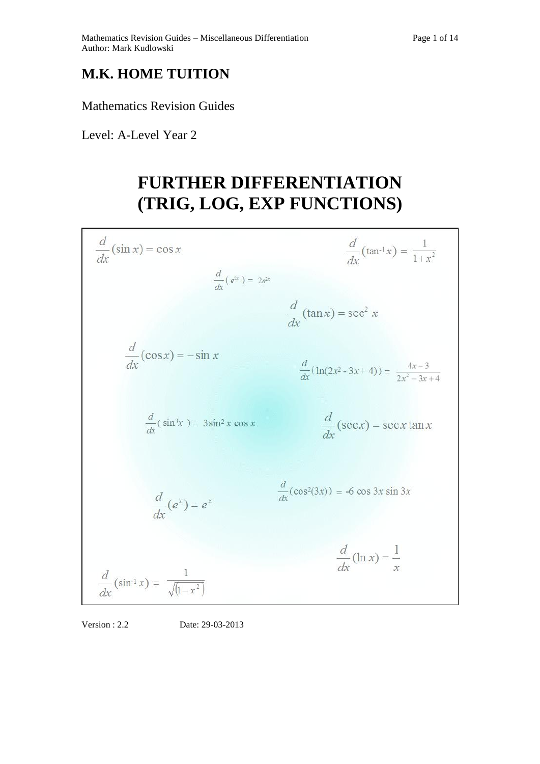# M.K. HOME TUITION

Mathematics Revision Guides

Level: A-Level Year 2

# FURTHER DIFFERENTIATION (TRIG, LOG, EXP FUNCTIONS)

$$\frac{d}{dx}(\sin x) = \cos x$$

$$\frac{d}{dx}(\tan^{-1} x) = \frac{1}{1+x^2}$$

$$\frac{d}{dx}(e^{2x}) = 2e^{2x}$$

$$\frac{d}{dx}(\tan x) = \sec^2 x$$

$$\frac{d}{dx}(\cos x) = -\sin x$$

$$\frac{d}{dx}(\ln(2x^2 - 3x + 4)) = \frac{4x-3}{2x^2-3x+4}$$

$$\frac{d}{dx}(\sin^3 x) = 3\sin^2 x \cos x$$

$$\frac{d}{dx}(\sec x) = \sec x \tan x$$

$$\frac{d}{dx}(\cos^2(3x)) = -6 \cos 3x \sin 3x$$

$$\frac{d}{dx}(e^x) = e^x$$

$$\frac{d}{dx}(\ln x) = \frac{1}{x}$$

$$\frac{d}{dx}(\sin^{-1} x) = \frac{1}{\sqrt{(1-x^2)}}$$

Version : 2.2 Date: 29-03-2013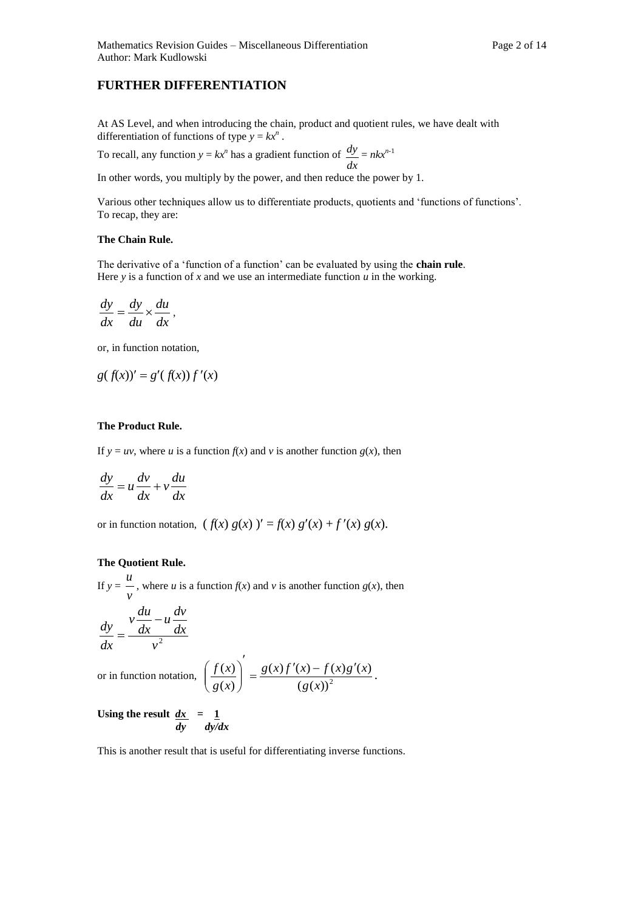## FURTHER DIFFERENTIATION

At AS Level, and when introducing the chain, product and quotient rules, we have dealt with differentiation of functions of type $y = kx^n$.

To recall, any function $y = kx^n$ has a gradient function of $\frac{dy}{dx} = nkx^{n-1}$

In other words, you multiply by the power, and then reduce the power by 1.

Various other techniques allow us to differentiate products, quotients and 'functions of functions'. To recap, they are:

**The Chain Rule.**

The derivative of a 'function of a function' can be evaluated by using the **chain rule**. Here $y$ is a function of $x$ and we use an intermediate function $u$ in the working.

$$\frac{dy}{dx} = \frac{dy}{du} \times \frac{du}{dx},$$

or, in function notation,

$$g(f(x))' = g'(f(x))\, f'(x)$$

**The Product Rule.**

If $y = uv$, where $u$ is a function $f(x)$ and $v$ is another function $g(x)$, then

$$\frac{dy}{dx} = u\frac{dv}{dx} + v\frac{du}{dx}$$

or in function notation, $(f(x)\, g(x))' = f(x)\, g'(x) + f'(x)\, g(x)$.

**The Quotient Rule.**

If $y = \frac{u}{v}$, where $u$ is a function $f(x)$ and $v$ is another function $g(x)$, then

$$\frac{dy}{dx} = \frac{v\frac{du}{dx} - u\frac{dv}{dx}}{v^2}$$

or in function notation, $\left(\frac{f(x)}{g(x)}\right)' = \frac{g(x)f'(x) - f(x)g'(x)}{(g(x))^2}$.

**Using the result** $\frac{dx}{dy} = \frac{1}{dy/dx}$

This is another result that is useful for differentiating inverse functions.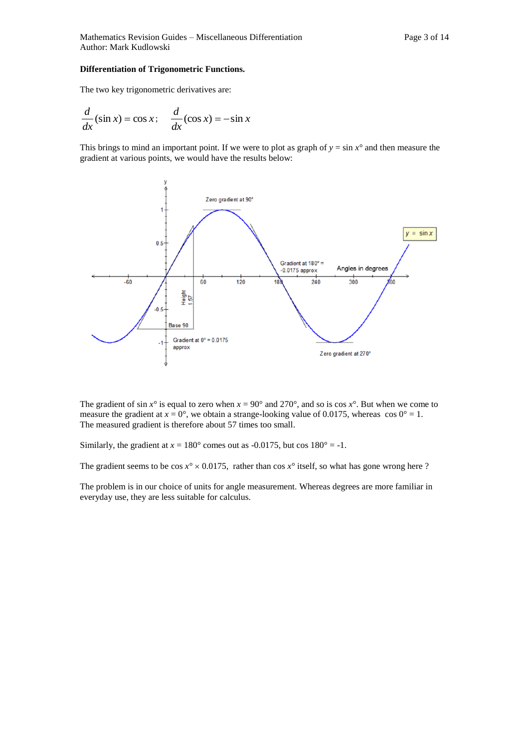**Differentiation of Trigonometric Functions.**

The two key trigonometric derivatives are:

$$\frac{d}{dx}(\sin x) = \cos x; \quad \frac{d}{dx}(\cos x) = -\sin x$$

This brings to mind an important point. If we were to plot as graph of $y = \sin x°$ and then measure the gradient at various points, we would have the results below:

y

Zero gradient at 90°

1

0.5

-0.5

-1

$y$ = sin $x$

-60

60

120

180

240

300

360

Gradient at 180° = -0.0175 approx

Angles in degrees

Height 1.57

Base 90

Gradient at 0° = 0.0175 approx

Zero gradient at 270°

The gradient of $\sin x°$ is equal to zero when $x = 90°$ and 270°, and so is $\cos x°$. But when we come to measure the gradient at $x = 0°$, we obtain a strange-looking value of 0.0175, whereas $\cos 0° = 1$. The measured gradient is therefore about 57 times too small.

Similarly, the gradient at $x = 180°$ comes out as -0.0175, but $\cos 180° = -1$.

The gradient seems to be $\cos x° \times 0.0175$, rather than $\cos x°$ itself, so what has gone wrong here ?

The problem is in our choice of units for angle measurement. Whereas degrees are more familiar in everyday use, they are less suitable for calculus.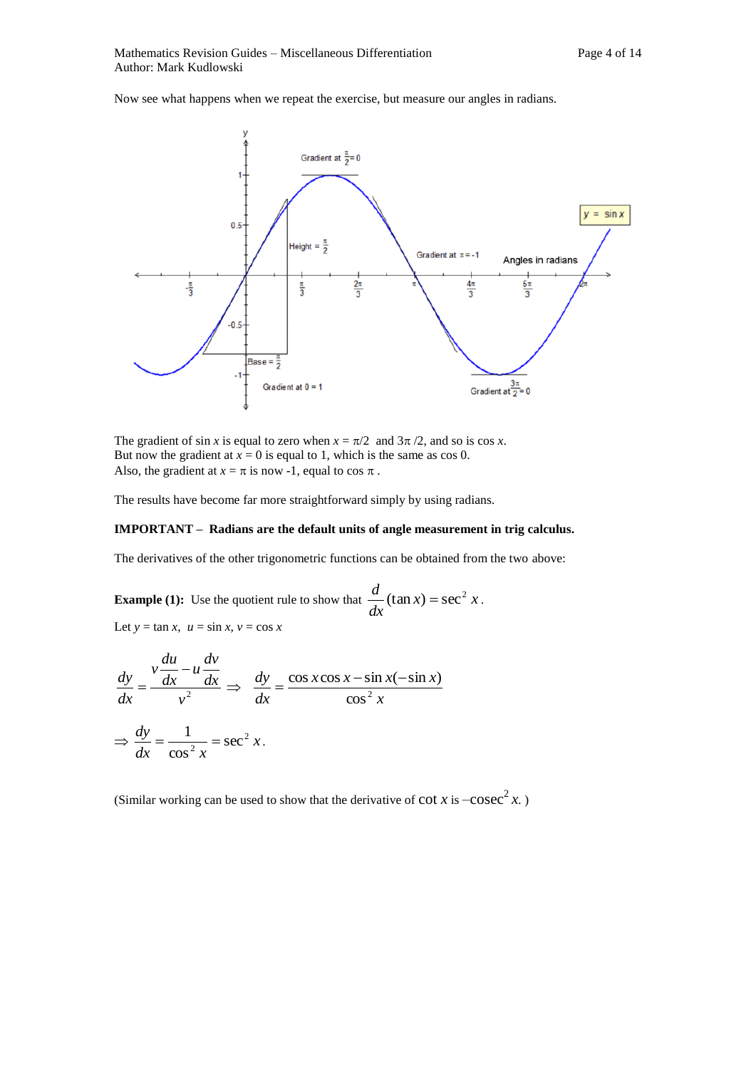Now see what happens when we repeat the exercise, but measure our angles in radians.

y = sin x

Angles in radians

Gradient at $\frac{\pi}{2}$ = 0

Height = $\frac{\pi}{2}$

Base = $\frac{\pi}{2}$

Gradient at 0 = 1

Gradient at $\pi$ = -1

Gradient at $\frac{3\pi}{2}$ = 0

1

0.5

-0.5

-1

$-\frac{\pi}{3}$

$\frac{\pi}{3}$

$\frac{2\pi}{3}$

$\pi$

$\frac{4\pi}{3}$

$\frac{5\pi}{3}$

$2\pi$

The gradient of $\sin x$ is equal to zero when $x = \pi/2$ and $3\pi/2$, and so is $\cos x$.
But now the gradient at $x = 0$ is equal to 1, which is the same as $\cos 0$.
Also, the gradient at $x = \pi$ is now -1, equal to $\cos \pi$ .

The results have become far more straightforward simply by using radians.

**IMPORTANT – Radians are the default units of angle measurement in trig calculus.**

The derivatives of the other trigonometric functions can be obtained from the two above:

**Example (1):** Use the quotient rule to show that $\frac{d}{dx}(\tan x) = \sec^2 x$.

Let $y = \tan x$, $u = \sin x$, $v = \cos x$

$$\frac{dy}{dx} = \frac{v\frac{du}{dx} - u\frac{dv}{dx}}{v^2} \Rightarrow \frac{dy}{dx} = \frac{\cos x \cos x - \sin x(-\sin x)}{\cos^2 x}$$

$$\Rightarrow \frac{dy}{dx} = \frac{1}{\cos^2 x} = \sec^2 x.$$

(Similar working can be used to show that the derivative of $\cot x$ is $-\text{cosec}^2 x$. )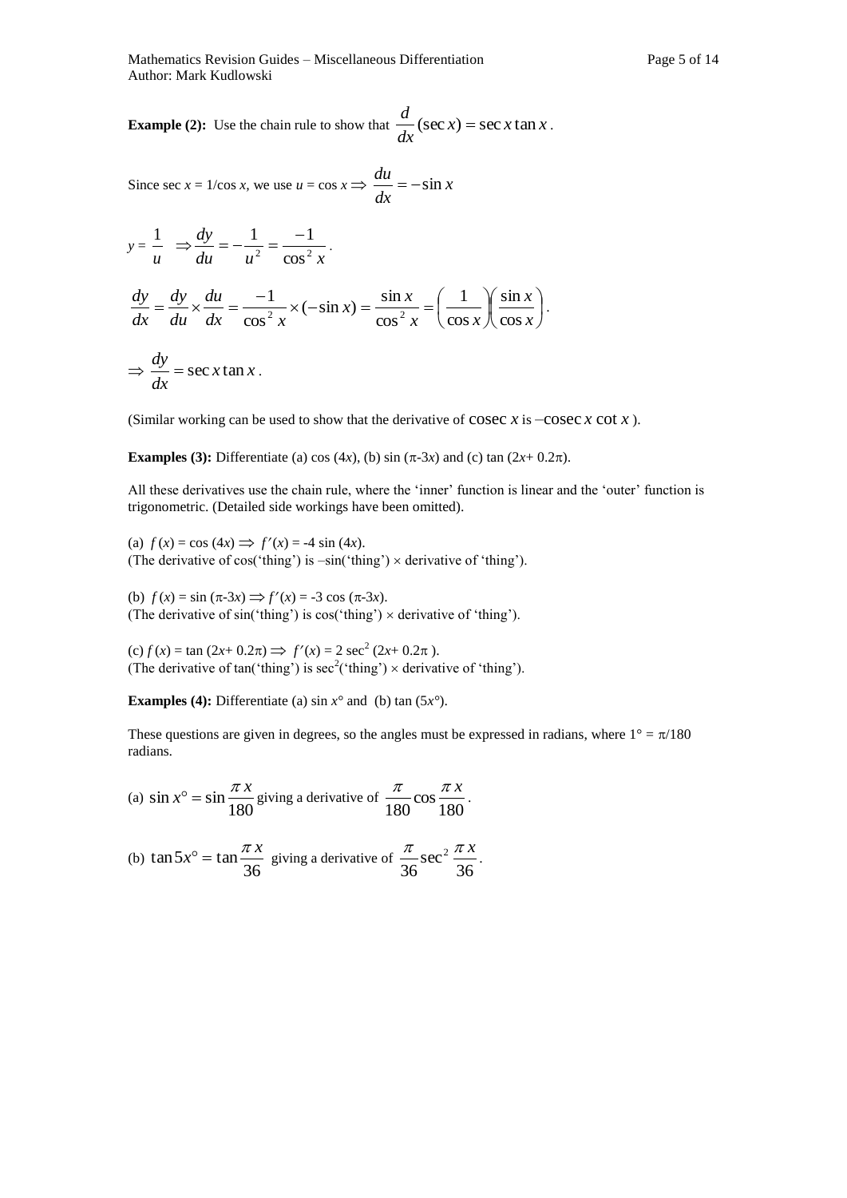**Example (2):** Use the chain rule to show that $\frac{d}{dx}(\sec x) = \sec x \tan x$.

Since sec $x$ = 1/cos $x$, we use $u = \cos x \Rightarrow \frac{du}{dx} = -\sin x$

$y = \frac{1}{u} \Rightarrow \frac{dy}{du} = -\frac{1}{u^2} = \frac{-1}{\cos^2 x}$.

$$\frac{dy}{dx} = \frac{dy}{du} \times \frac{du}{dx} = \frac{-1}{\cos^2 x} \times (-\sin x) = \frac{\sin x}{\cos^2 x} = \left(\frac{1}{\cos x}\right)\left(\frac{\sin x}{\cos x}\right).$$

$$\Rightarrow \frac{dy}{dx} = \sec x \tan x.$$

(Similar working can be used to show that the derivative of cosec $x$ is $-$cosec $x$ cot $x$ ).

**Examples (3):** Differentiate (a) cos $(4x)$, (b) sin $(\pi\text{-}3x)$ and (c) tan $(2x + 0.2\pi)$.

All these derivatives use the chain rule, where the 'inner' function is linear and the 'outer' function is trigonometric. (Detailed side workings have been omitted).

(a) $f(x) = \cos(4x) \Rightarrow f'(x) = -4\sin(4x)$.
(The derivative of cos('thing') is –sin('thing') × derivative of 'thing').

(b) $f(x) = \sin(\pi - 3x) \Rightarrow f'(x) = -3\cos(\pi - 3x)$.
(The derivative of sin('thing') is cos('thing') × derivative of 'thing').

(c) $f(x) = \tan(2x + 0.2\pi) \Rightarrow f'(x) = 2\sec^2(2x + 0.2\pi)$.
(The derivative of tan('thing') is sec$^2$('thing') × derivative of 'thing').

**Examples (4):** Differentiate (a) sin $x°$ and (b) tan $(5x°)$.

These questions are given in degrees, so the angles must be expressed in radians, where 1° = $\pi$/180 radians.

(a) $\sin x° = \sin\frac{\pi x}{180}$ giving a derivative of $\frac{\pi}{180}\cos\frac{\pi x}{180}$.

(b) $\tan 5x° = \tan\frac{\pi x}{36}$ giving a derivative of $\frac{\pi}{36}\sec^2\frac{\pi x}{36}$.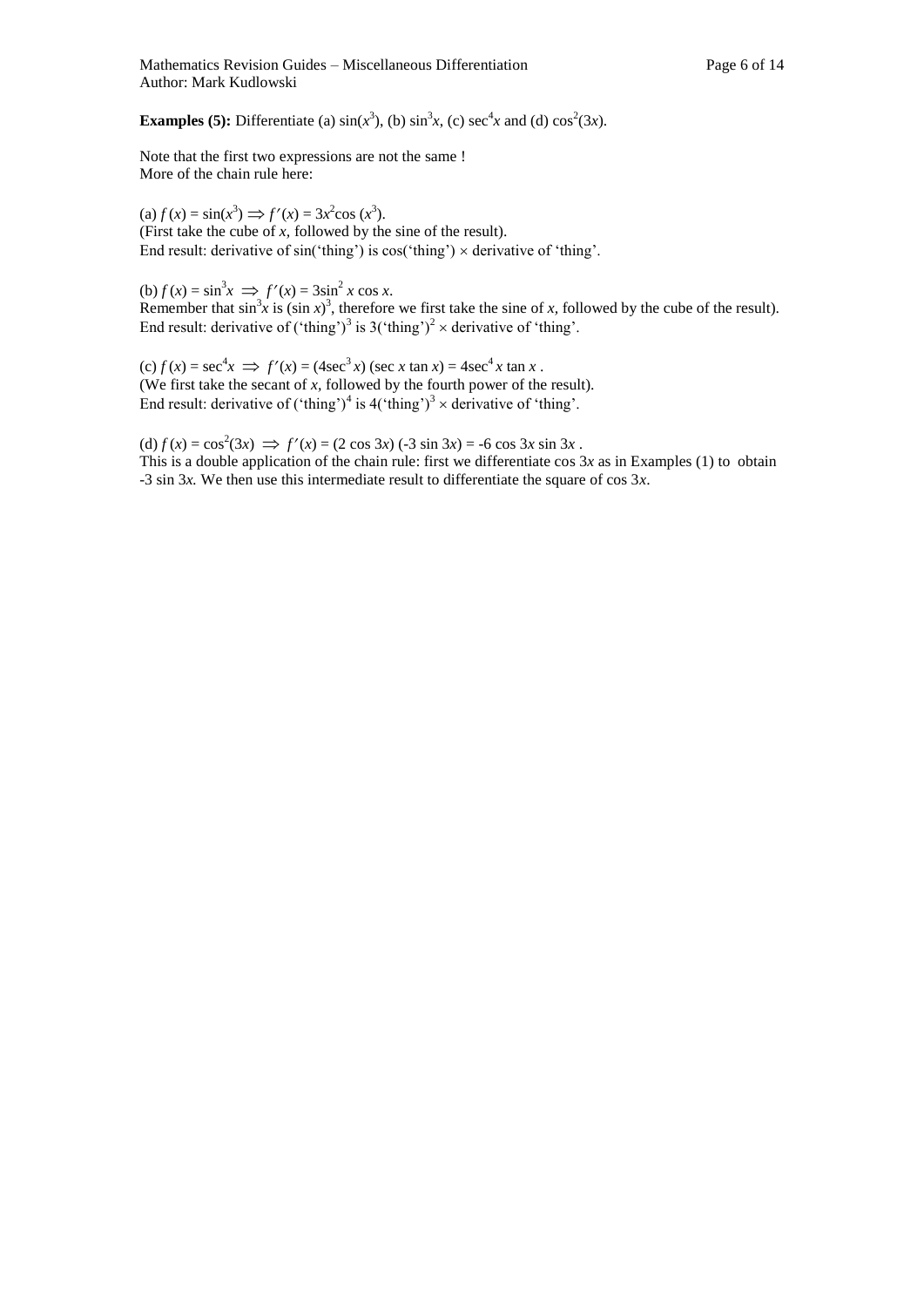**Examples (5):** Differentiate (a) $\sin(x^3)$, (b) $\sin^3 x$, (c) $\sec^4 x$ and (d) $\cos^2(3x)$.

Note that the first two expressions are not the same !
More of the chain rule here:

(a) $f(x) = \sin(x^3) \Rightarrow f'(x) = 3x^2\cos(x^3)$.
(First take the cube of $x$, followed by the sine of the result).
End result: derivative of sin('thing') is cos('thing') × derivative of 'thing'.

(b) $f(x) = \sin^3 x \Rightarrow f'(x) = 3\sin^2 x \cos x$.
Remember that $\sin^3 x$ is $(\sin x)^3$, therefore we first take the sine of $x$, followed by the cube of the result).
End result: derivative of $(\text{'thing'})^3$ is $3(\text{'thing'})^2$ × derivative of 'thing'.

(c) $f(x) = \sec^4 x \Rightarrow f'(x) = (4\sec^3 x)(\sec x \tan x) = 4\sec^4 x \tan x$ .
(We first take the secant of $x$, followed by the fourth power of the result).
End result: derivative of $(\text{'thing'})^4$ is $4(\text{'thing'})^3$ × derivative of 'thing'.

(d) $f(x) = \cos^2(3x) \Rightarrow f'(x) = (2\cos 3x)(-3\sin 3x) = -6\cos 3x \sin 3x$ .
This is a double application of the chain rule: first we differentiate $\cos 3x$ as in Examples (1) to obtain $-3\sin 3x$. We then use this intermediate result to differentiate the square of $\cos 3x$.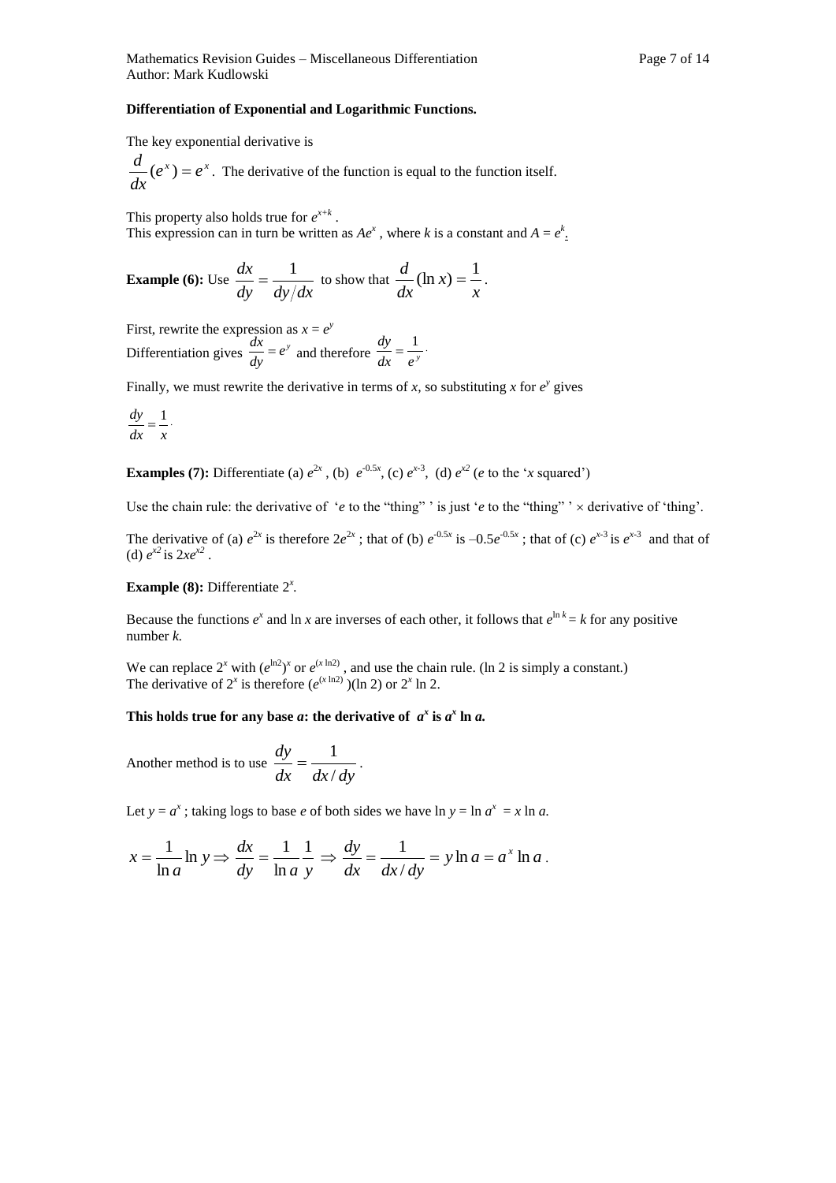**Differentiation of Exponential and Logarithmic Functions.**

The key exponential derivative is

$\frac{d}{dx}(e^x) = e^x$. The derivative of the function is equal to the function itself.

This property also holds true for $e^{x+k}$.
This expression can in turn be written as $Ae^x$, where $k$ is a constant and $A = e^k$.

**Example (6):** Use $\frac{dx}{dy} = \frac{1}{dy/dx}$ to show that $\frac{d}{dx}(\ln x) = \frac{1}{x}$.

First, rewrite the expression as $x = e^y$
Differentiation gives $\frac{dx}{dy} = e^y$ and therefore $\frac{dy}{dx} = \frac{1}{e^y}$.

Finally, we must rewrite the derivative in terms of $x$, so substituting $x$ for $e^y$ gives

$\frac{dy}{dx} = \frac{1}{x}$.

**Examples (7):** Differentiate (a) $e^{2x}$, (b) $e^{-0.5x}$, (c) $e^{x-3}$, (d) $e^{x^2}$ (*e* to the '*x* squared')

Use the chain rule: the derivative of '*e* to the "thing" ' is just '*e* to the "thing" ' × derivative of 'thing'.

The derivative of (a) $e^{2x}$ is therefore $2e^{2x}$; that of (b) $e^{-0.5x}$ is $-0.5e^{-0.5x}$; that of (c) $e^{x-3}$ is $e^{x-3}$ and that of (d) $e^{x^2}$ is $2xe^{x^2}$.

**Example (8):** Differentiate $2^x$.

Because the functions $e^x$ and $\ln x$ are inverses of each other, it follows that $e^{\ln k} = k$ for any positive number $k$.

We can replace $2^x$ with $(e^{\ln 2})^x$ or $e^{(x \ln 2)}$, and use the chain rule. ($\ln 2$ is simply a constant.)
The derivative of $2^x$ is therefore $(e^{(x \ln 2)})(\ln 2)$ or $2^x \ln 2$.

**This holds true for any base *a*: the derivative of $a^x$ is $a^x \ln a$.**

Another method is to use $\frac{dy}{dx} = \frac{1}{dx/dy}$.

Let $y = a^x$; taking logs to base $e$ of both sides we have $\ln y = \ln a^x = x \ln a$.

$$x = \frac{1}{\ln a}\ln y \Rightarrow \frac{dx}{dy} = \frac{1}{\ln a}\frac{1}{y} \Rightarrow \frac{dy}{dx} = \frac{1}{dx/dy} = y \ln a = a^x \ln a.$$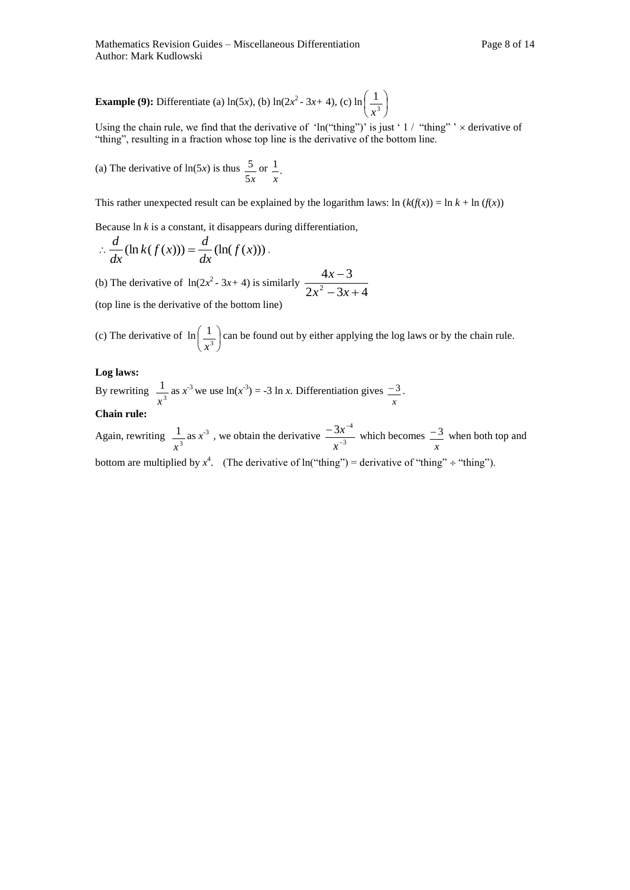**Example (9):** Differentiate (a) $\ln(5x)$, (b) $\ln(2x^2 - 3x + 4)$, (c) $\ln\left(\frac{1}{x^3}\right)$

Using the chain rule, we find that the derivative of 'ln("thing")' is just ' 1 / "thing" ' × derivative of "thing", resulting in a fraction whose top line is the derivative of the bottom line.

(a) The derivative of $\ln(5x)$ is thus $\frac{5}{5x}$ or $\frac{1}{x}$.

This rather unexpected result can be explained by the logarithm laws: $\ln(k(f(x)) = \ln k + \ln(f(x))$

Because $\ln k$ is a constant, it disappears during differentiation,

$\therefore \frac{d}{dx}(\ln k(f(x))) = \frac{d}{dx}(\ln(f(x)))$.

(b) The derivative of $\ln(2x^2 - 3x + 4)$ is similarly $\frac{4x - 3}{2x^2 - 3x + 4}$

(top line is the derivative of the bottom line)

(c) The derivative of $\ln\left(\frac{1}{x^3}\right)$ can be found out by either applying the log laws or by the chain rule.

**Log laws:**

By rewriting $\frac{1}{x^3}$ as $x^{-3}$ we use $\ln(x^{-3}) = -3 \ln x$. Differentiation gives $\frac{-3}{x}$.

**Chain rule:**

Again, rewriting $\frac{1}{x^3}$ as $x^{-3}$, we obtain the derivative $\frac{-3x^{-4}}{x^{-3}}$ which becomes $\frac{-3}{x}$ when both top and bottom are multiplied by $x^4$. (The derivative of ln("thing") = derivative of "thing" ÷ "thing").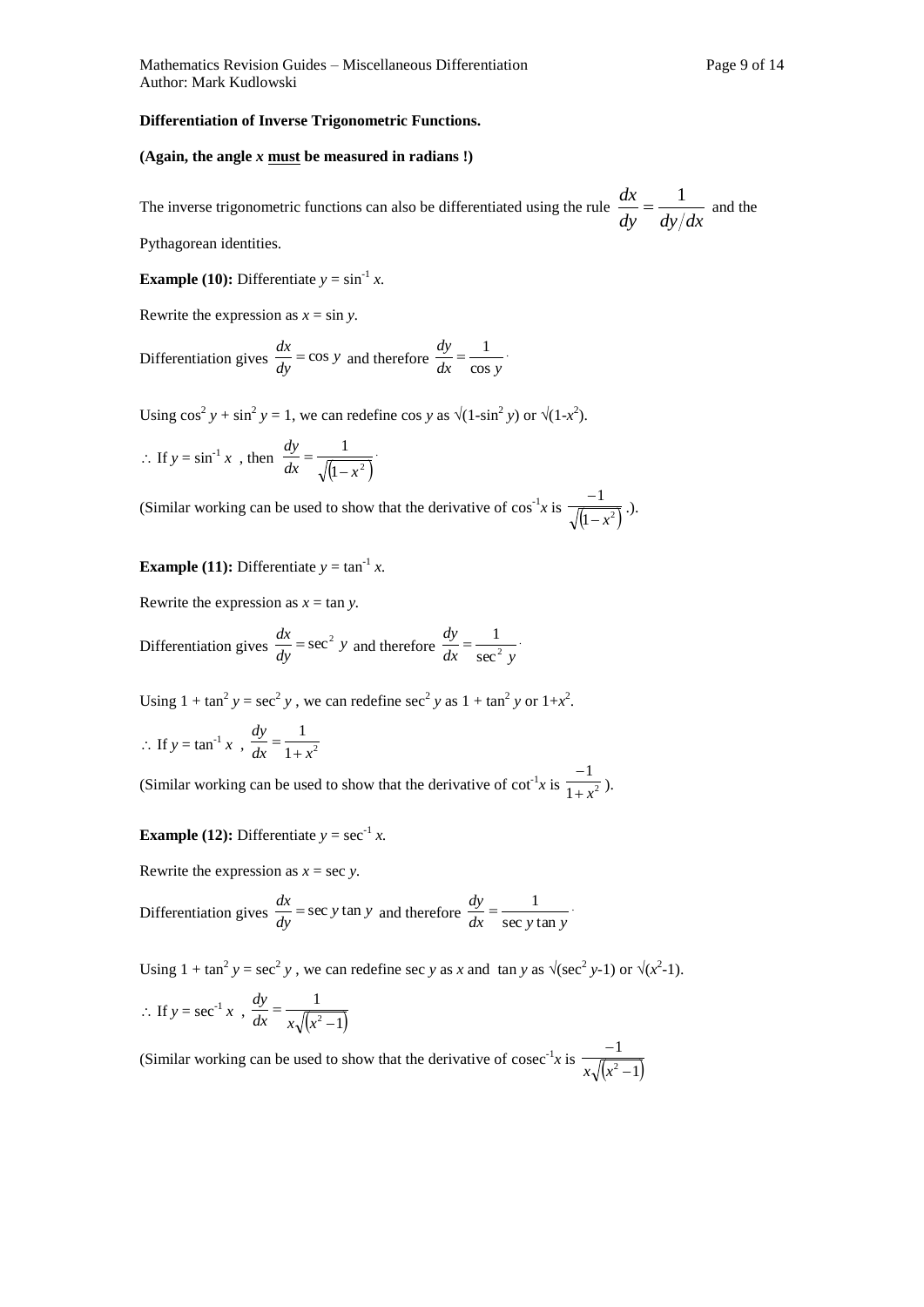**Differentiation of Inverse Trigonometric Functions.**

**(Again, the angle $x$ must be measured in radians !)**

The inverse trigonometric functions can also be differentiated using the rule $\frac{dx}{dy} = \frac{1}{dy/dx}$ and the Pythagorean identities.

**Example (10):** Differentiate $y = \sin^{-1} x$.

Rewrite the expression as $x = \sin y$.

Differentiation gives $\frac{dx}{dy} = \cos y$ and therefore $\frac{dy}{dx} = \frac{1}{\cos y}$.

Using $\cos^2 y + \sin^2 y = 1$, we can redefine $\cos y$ as $\sqrt{(1-\sin^2 y)}$ or $\sqrt{(1-x^2)}$.

$\therefore$ If $y = \sin^{-1} x$ , then $\frac{dy}{dx} = \frac{1}{\sqrt{(1-x^2)}}$.

(Similar working can be used to show that the derivative of $\cos^{-1}x$ is $\frac{-1}{\sqrt{(1-x^2)}}$ .).

**Example (11):** Differentiate $y = \tan^{-1} x$.

Rewrite the expression as $x = \tan y$.

Differentiation gives $\frac{dx}{dy} = \sec^2 y$ and therefore $\frac{dy}{dx} = \frac{1}{\sec^2 y}$.

Using $1 + \tan^2 y = \sec^2 y$ , we can redefine $\sec^2 y$ as $1 + \tan^2 y$ or $1+x^2$.

$\therefore$ If $y = \tan^{-1} x$ , $\frac{dy}{dx} = \frac{1}{1+x^2}$

(Similar working can be used to show that the derivative of $\cot^{-1}x$ is $\frac{-1}{1+x^2}$ ).

**Example (12):** Differentiate $y = \sec^{-1} x$.

Rewrite the expression as $x = \sec y$.

Differentiation gives $\frac{dx}{dy} = \sec y \tan y$ and therefore $\frac{dy}{dx} = \frac{1}{\sec y \tan y}$.

Using $1 + \tan^2 y = \sec^2 y$ , we can redefine $\sec y$ as $x$ and $\tan y$ as $\sqrt{(\sec^2 y-1)}$ or $\sqrt{(x^2-1)}$.

$\therefore$ If $y = \sec^{-1} x$ , $\frac{dy}{dx} = \frac{1}{x\sqrt{(x^2-1)}}$

(Similar working can be used to show that the derivative of $\text{cosec}^{-1}x$ is $\frac{-1}{x\sqrt{(x^2-1)}}$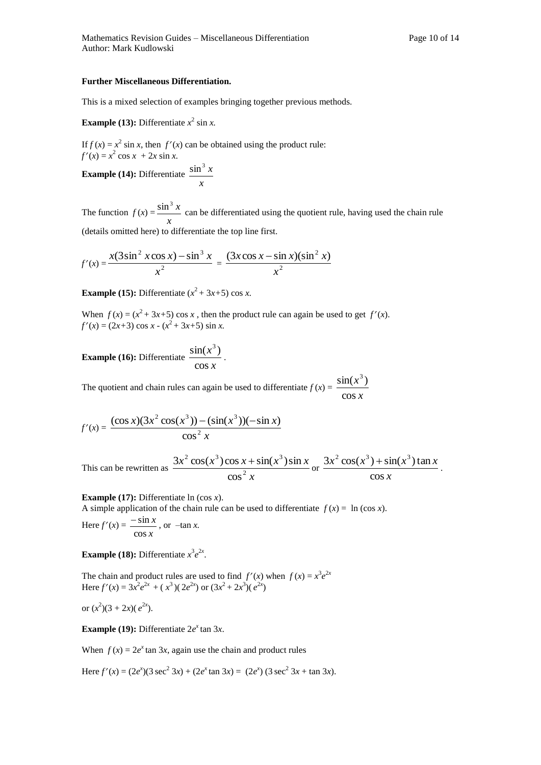**Further Miscellaneous Differentiation.**

This is a mixed selection of examples bringing together previous methods.

**Example (13):** Differentiate $x^2 \sin x$.

If $f(x) = x^2 \sin x$, then $f'(x)$ can be obtained using the product rule:
$f'(x) = x^2 \cos x + 2x \sin x$.

**Example (14):** Differentiate $\dfrac{\sin^3 x}{x}$

The function $f(x) = \dfrac{\sin^3 x}{x}$ can be differentiated using the quotient rule, having used the chain rule (details omitted here) to differentiate the top line first.

$$f'(x) = \frac{x(3\sin^2 x \cos x) - \sin^3 x}{x^2} = \frac{(3x\cos x - \sin x)(\sin^2 x)}{x^2}$$

**Example (15):** Differentiate $(x^2 + 3x+5) \cos x$.

When $f(x) = (x^2 + 3x+5) \cos x$, then the product rule can again be used to get $f'(x)$.
$f'(x) = (2x+3) \cos x - (x^2 + 3x+5) \sin x$.

**Example (16):** Differentiate $\dfrac{\sin(x^3)}{\cos x}$.

The quotient and chain rules can again be used to differentiate $f(x) = \dfrac{\sin(x^3)}{\cos x}$

$$f'(x) = \frac{(\cos x)(3x^2\cos(x^3)) - (\sin(x^3))(-\sin x)}{\cos^2 x}$$

This can be rewritten as $\dfrac{3x^2\cos(x^3)\cos x + \sin(x^3)\sin x}{\cos^2 x}$ or $\dfrac{3x^2\cos(x^3) + \sin(x^3)\tan x}{\cos x}$.

**Example (17):** Differentiate $\ln(\cos x)$.
A simple application of the chain rule can be used to differentiate $f(x) = \ln(\cos x)$.
Here $f'(x) = \dfrac{-\sin x}{\cos x}$, or $-\tan x$.

**Example (18):** Differentiate $x^3e^{2x}$.

The chain and product rules are used to find $f'(x)$ when $f(x) = x^3e^{2x}$
Here $f'(x) = 3x^2e^{2x} + (x^3)(2e^{2x})$ or $(3x^2 + 2x^3)(e^{2x})$

or $(x^2)(3 + 2x)(e^{2x})$.

**Example (19):** Differentiate $2e^x \tan 3x$.

When $f(x) = 2e^x \tan 3x$, again use the chain and product rules

Here $f'(x) = (2e^x)(3\sec^2 3x) + (2e^x \tan 3x) = (2e^x)(3\sec^2 3x + \tan 3x)$.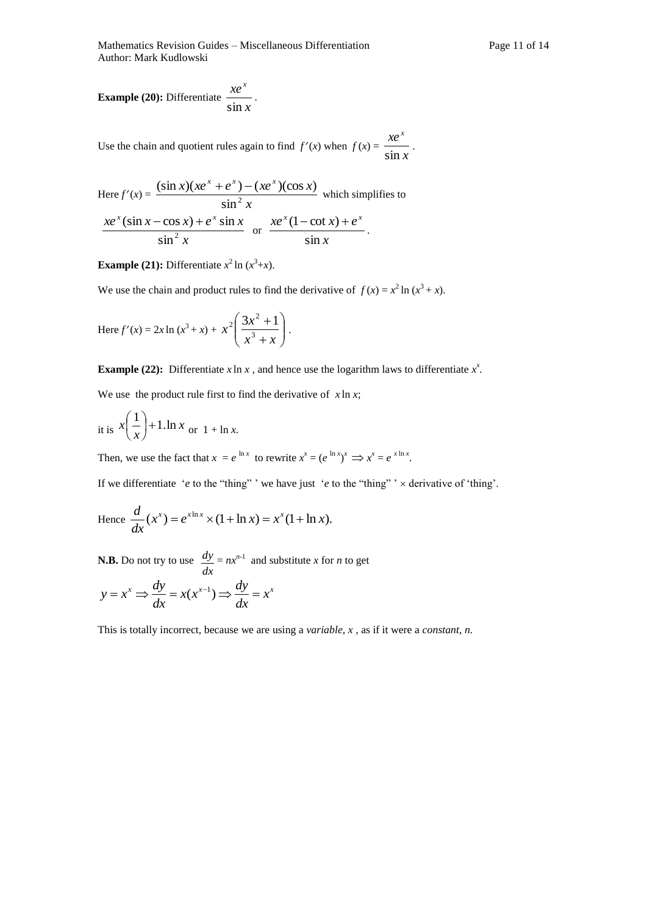**Example (20):** Differentiate $\dfrac{xe^x}{\sin x}$.

Use the chain and quotient rules again to find $f'(x)$ when $f(x) = \dfrac{xe^x}{\sin x}$.

Here $f'(x) = \dfrac{(\sin x)(xe^x + e^x) - (xe^x)(\cos x)}{\sin^2 x}$ which simplifies to

$\dfrac{xe^x(\sin x - \cos x) + e^x \sin x}{\sin^2 x}$ or $\dfrac{xe^x(1 - \cot x) + e^x}{\sin x}$.

**Example (21):** Differentiate $x^2 \ln (x^3+x)$.

We use the chain and product rules to find the derivative of $f(x) = x^2 \ln (x^3 + x)$.

Here $f'(x) = 2x \ln (x^3 + x) + x^2\left(\dfrac{3x^2+1}{x^3+x}\right)$.

**Example (22):** Differentiate $x \ln x$, and hence use the logarithm laws to differentiate $x^x$.

We use the product rule first to find the derivative of $x \ln x$;

it is $x\left(\dfrac{1}{x}\right) + 1.\ln x$ or $1 + \ln x$.

Then, we use the fact that $x = e^{\ln x}$ to rewrite $x^x = (e^{\ln x})^x \Rightarrow x^x = e^{x \ln x}$.

If we differentiate '*e* to the "thing" ' we have just '*e* to the "thing" ' × derivative of 'thing'.

Hence $\dfrac{d}{dx}(x^x) = e^{x\ln x} \times (1 + \ln x) = x^x(1 + \ln x).$

**N.B.** Do not try to use $\dfrac{dy}{dx} = nx^{n-1}$ and substitute $x$ for $n$ to get

$$y = x^x \Rightarrow \frac{dy}{dx} = x(x^{x-1}) \Rightarrow \frac{dy}{dx} = x^x$$

This is totally incorrect, because we are using a *variable, x*, as if it were a *constant*, *n*.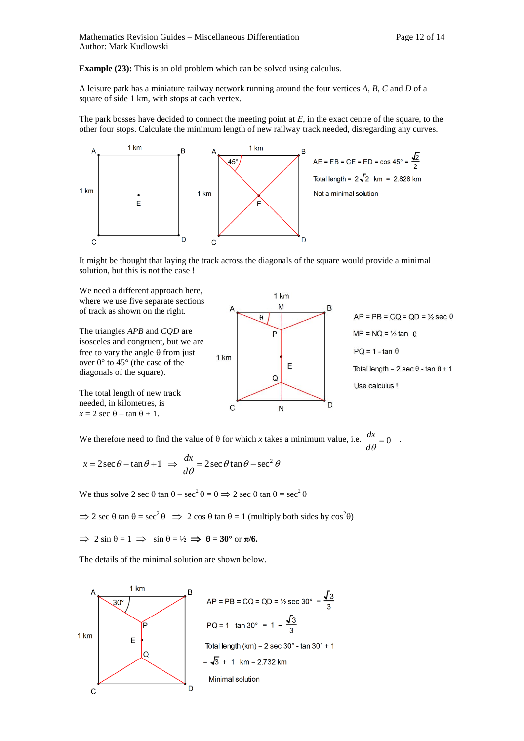**Example (23):** This is an old problem which can be solved using calculus.

A leisure park has a miniature railway network running around the four vertices *A*, *B*, *C* and *D* of a square of side 1 km, with stops at each vertex.

The park bosses have decided to connect the meeting point at *E*, in the exact centre of the square, to the other four stops. Calculate the minimum length of new railway track needed, disregarding any curves.

A 1 km B
1 km
E
C D

A 1 km B
45°
1 km
E
C D

AE = EB = CE = ED = cos 45° = $\frac{\sqrt{2}}{2}$

Total length = $2\sqrt{2}$ km = 2.828 km

Not a minimal solution

It might be thought that laying the track across the diagonals of the square would provide a minimal solution, but this is not the case !

We need a different approach here, where we use five separate sections of track as shown on the right.

The triangles *APB* and *CQD* are isosceles and congruent, but we are free to vary the angle θ from just over 0° to 45° (the case of the diagonals of the square).

The total length of new track needed, in kilometres, is $x = 2 \sec \theta - \tan \theta + 1$.

1 km
A M B
θ
P
1 km
E
Q
C N D

AP = PB = CQ = QD = ½ sec θ

MP = NQ = ½ tan θ

PQ = 1 - tan θ

Total length = 2 sec θ - tan θ + 1

Use calculus !

We therefore need to find the value of θ for which *x* takes a minimum value, i.e. $\frac{dx}{d\theta} = 0$ .

$$x = 2\sec\theta - \tan\theta + 1 \;\Rightarrow\; \frac{dx}{d\theta} = 2\sec\theta\tan\theta - \sec^2\theta$$

We thus solve $2 \sec \theta \tan \theta - \sec^2 \theta = 0 \Rightarrow 2 \sec \theta \tan \theta = \sec^2 \theta$

$\Rightarrow 2 \sec \theta \tan \theta = \sec^2 \theta \;\Rightarrow\; 2 \cos \theta \tan \theta = 1$ (multiply both sides by $\cos^2\theta$)

$\Rightarrow\; 2 \sin \theta = 1 \;\Rightarrow\; \sin \theta = ½ \;\Rightarrow\;$ **θ = 30°** or **π/6.**

The details of the minimal solution are shown below.

A 1 km B
30°
P
1 km
E
Q
C D

AP = PB = CQ = QD = ½ sec 30° = $\frac{\sqrt{3}}{3}$

PQ = 1 - tan 30° = $1 - \frac{\sqrt{3}}{3}$

Total length (km) = 2 sec 30° - tan 30° + 1

= $\sqrt{3} + 1$ km = 2.732 km

Minimal solution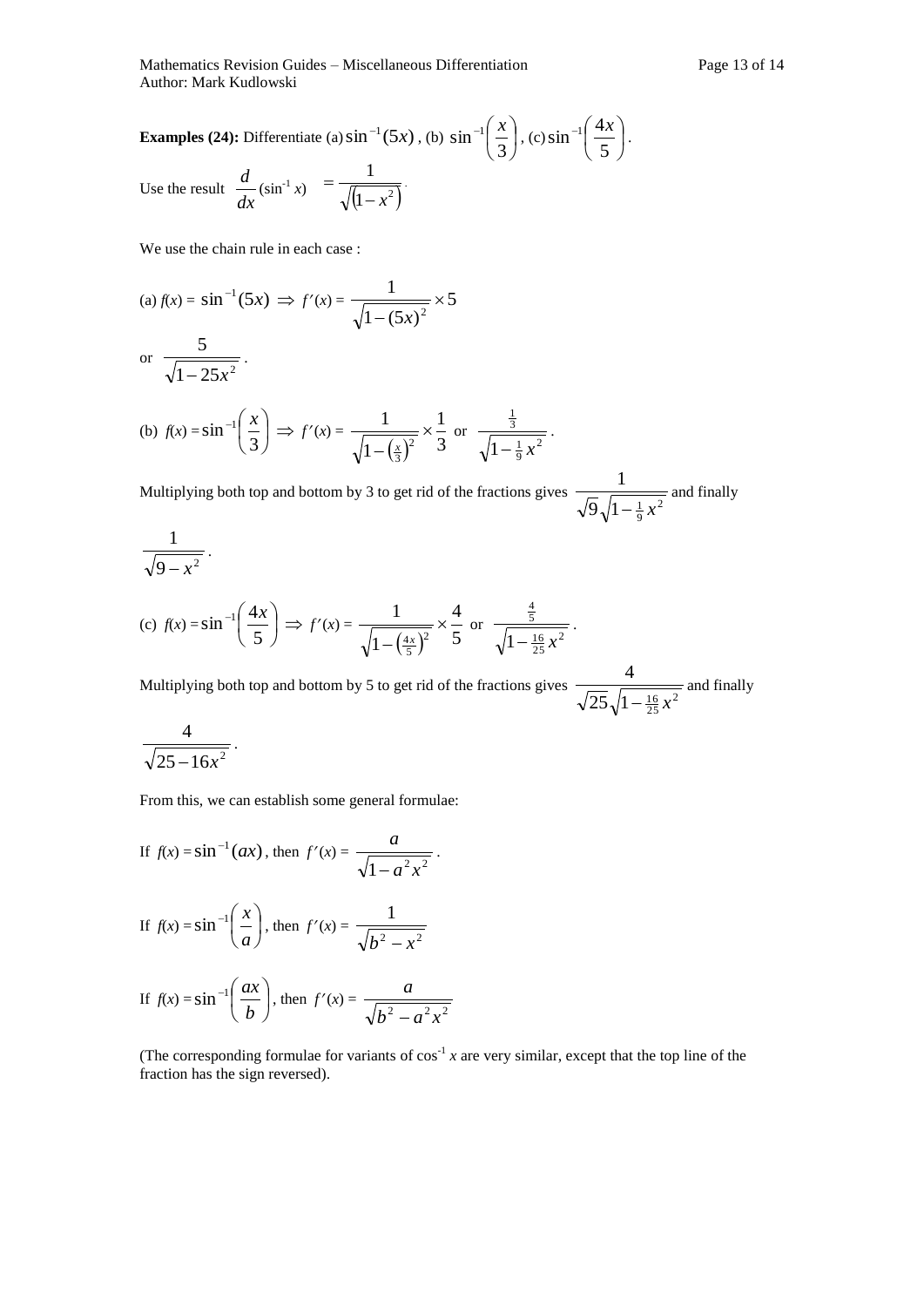**Examples (24):** Differentiate (a) $\sin^{-1}(5x)$, (b) $\sin^{-1}\left(\frac{x}{3}\right)$, (c) $\sin^{-1}\left(\frac{4x}{5}\right)$.

Use the result $\frac{d}{dx}(\sin^{-1} x) = \frac{1}{\sqrt{(1-x^2)}}$.

We use the chain rule in each case :

(a) $f(x) = \sin^{-1}(5x) \Rightarrow f'(x) = \frac{1}{\sqrt{1-(5x)^2}} \times 5$

or $\frac{5}{\sqrt{1-25x^2}}$.

(b) $f(x) = \sin^{-1}\left(\frac{x}{3}\right) \Rightarrow f'(x) = \frac{1}{\sqrt{1-\left(\frac{x}{3}\right)^2}} \times \frac{1}{3}$ or $\frac{\frac{1}{3}}{\sqrt{1-\frac{1}{9}x^2}}$.

Multiplying both top and bottom by 3 to get rid of the fractions gives $\frac{1}{\sqrt{9}\sqrt{1-\frac{1}{9}x^2}}$ and finally

$\frac{1}{\sqrt{9-x^2}}$.

(c) $f(x) = \sin^{-1}\left(\frac{4x}{5}\right) \Rightarrow f'(x) = \frac{1}{\sqrt{1-\left(\frac{4x}{5}\right)^2}} \times \frac{4}{5}$ or $\frac{\frac{4}{5}}{\sqrt{1-\frac{16}{25}x^2}}$.

Multiplying both top and bottom by 5 to get rid of the fractions gives $\frac{4}{\sqrt{25}\sqrt{1-\frac{16}{25}x^2}}$ and finally

$\frac{4}{\sqrt{25-16x^2}}$.

From this, we can establish some general formulae:

If $f(x) = \sin^{-1}(ax)$, then $f'(x) = \frac{a}{\sqrt{1-a^2x^2}}$.

If $f(x) = \sin^{-1}\left(\frac{x}{a}\right)$, then $f'(x) = \frac{1}{\sqrt{b^2-x^2}}$

If $f(x) = \sin^{-1}\left(\frac{ax}{b}\right)$, then $f'(x) = \frac{a}{\sqrt{b^2-a^2x^2}}$

(The corresponding formulae for variants of $\cos^{-1} x$ are very similar, except that the top line of the fraction has the sign reversed).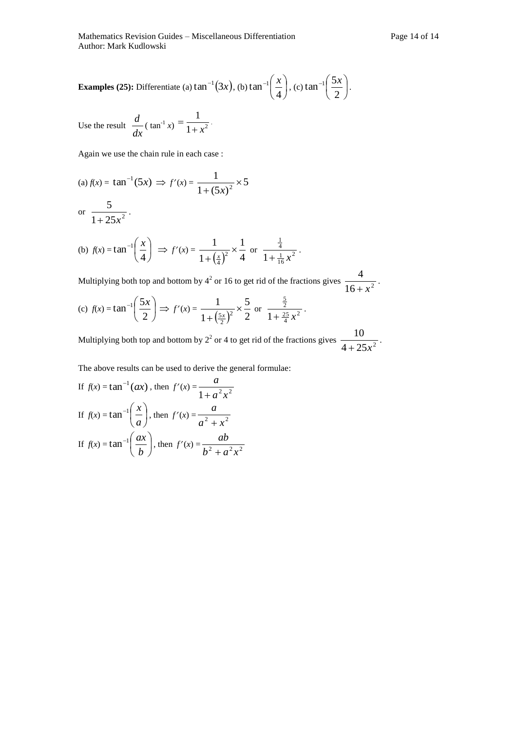**Examples (25):** Differentiate (a) $\tan^{-1}(3x)$, (b) $\tan^{-1}\left(\frac{x}{4}\right)$, (c) $\tan^{-1}\left(\frac{5x}{2}\right)$.

Use the result $\frac{d}{dx}(\tan^{-1} x) = \frac{1}{1+x^2}$.

Again we use the chain rule in each case :

(a) $f(x) = \tan^{-1}(5x) \Rightarrow f'(x) = \frac{1}{1+(5x)^2} \times 5$

or $\frac{5}{1+25x^2}$.

(b) $f(x) = \tan^{-1}\left(\frac{x}{4}\right) \Rightarrow f'(x) = \frac{1}{1+\left(\frac{x}{4}\right)^2} \times \frac{1}{4}$ or $\frac{\frac{1}{4}}{1+\frac{1}{16}x^2}$.

Multiplying both top and bottom by $4^2$ or 16 to get rid of the fractions gives $\frac{4}{16+x^2}$.

(c) $f(x) = \tan^{-1}\left(\frac{5x}{2}\right) \Rightarrow f'(x) = \frac{1}{1+\left(\frac{5x}{2}\right)^2} \times \frac{5}{2}$ or $\frac{\frac{5}{2}}{1+\frac{25}{4}x^2}$.

Multiplying both top and bottom by $2^2$ or 4 to get rid of the fractions gives $\frac{10}{4+25x^2}$.

The above results can be used to derive the general formulae:

If $f(x) = \tan^{-1}(ax)$, then $f'(x) = \frac{a}{1+a^2x^2}$

If $f(x) = \tan^{-1}\left(\frac{x}{a}\right)$, then $f'(x) = \frac{a}{a^2+x^2}$

If $f(x) = \tan^{-1}\left(\frac{ax}{b}\right)$, then $f'(x) = \frac{ab}{b^2+a^2x^2}$